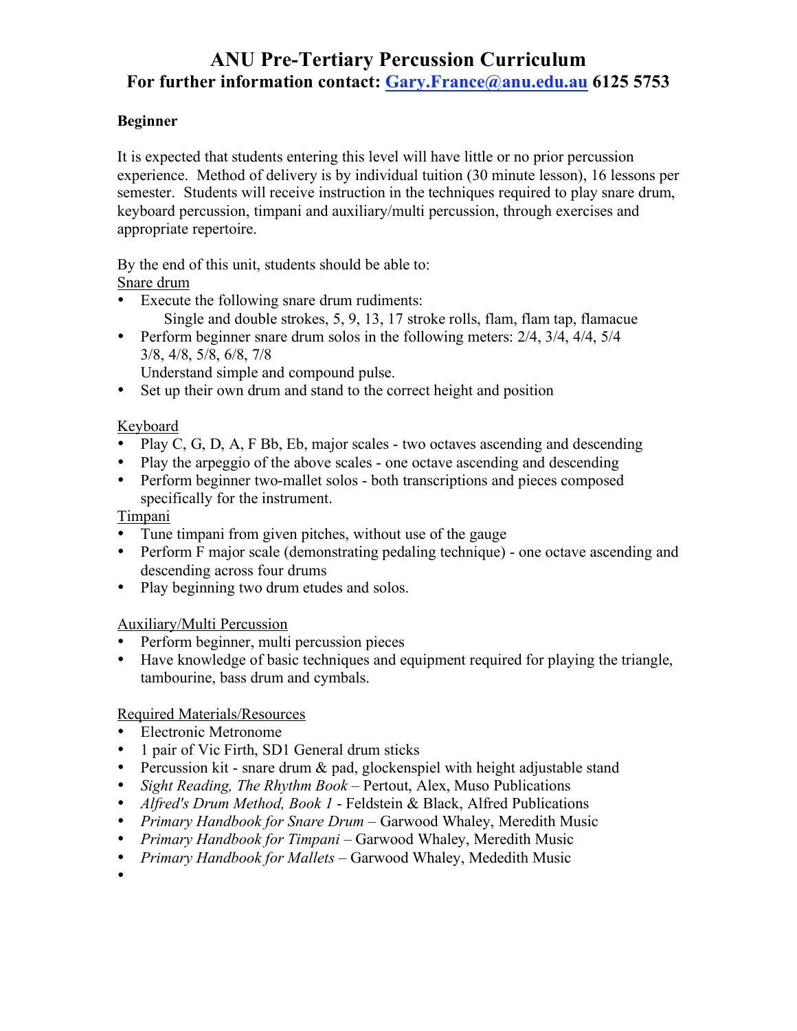# ANU Pre-Tertiary Percussion Curriculum
## For further information contact: [Gary.France@anu.edu.au](mailto:Gary.France@anu.edu.au) 6125 5753

**Beginner**

It is expected that students entering this level will have little or no prior percussion experience. Method of delivery is by individual tuition (30 minute lesson), 16 lessons per semester. Students will receive instruction in the techniques required to play snare drum, keyboard percussion, timpani and auxiliary/multi percussion, through exercises and appropriate repertoire.

By the end of this unit, students should be able to:

<u>Snare drum</u>

- Execute the following snare drum rudiments:
  Single and double strokes, 5, 9, 13, 17 stroke rolls, flam, flam tap, flamacue
- Perform beginner snare drum solos in the following meters: 2/4, 3/4, 4/4, 5/4 3/8, 4/8, 5/8, 6/8, 7/8
  Understand simple and compound pulse.
- Set up their own drum and stand to the correct height and position

<u>Keyboard</u>

- Play C, G, D, A, F Bb, Eb, major scales - two octaves ascending and descending
- Play the arpeggio of the above scales - one octave ascending and descending
- Perform beginner two-mallet solos - both transcriptions and pieces composed specifically for the instrument.

<u>Timpani</u>

- Tune timpani from given pitches, without use of the gauge
- Perform F major scale (demonstrating pedaling technique) - one octave ascending and descending across four drums
- Play beginning two drum etudes and solos.

<u>Auxiliary/Multi Percussion</u>

- Perform beginner, multi percussion pieces
- Have knowledge of basic techniques and equipment required for playing the triangle, tambourine, bass drum and cymbals.

<u>Required Materials/Resources</u>

- Electronic Metronome
- 1 pair of Vic Firth, SD1 General drum sticks
- Percussion kit - snare drum & pad, glockenspiel with height adjustable stand
- *Sight Reading, The Rhythm Book* – Pertout, Alex, Muso Publications
- *Alfred's Drum Method, Book 1* - Feldstein & Black, Alfred Publications
- *Primary Handbook for Snare Drum* – Garwood Whaley, Meredith Music
- *Primary Handbook for Timpani* – Garwood Whaley, Meredith Music
- *Primary Handbook for Mallets* – Garwood Whaley, Mededith Music
-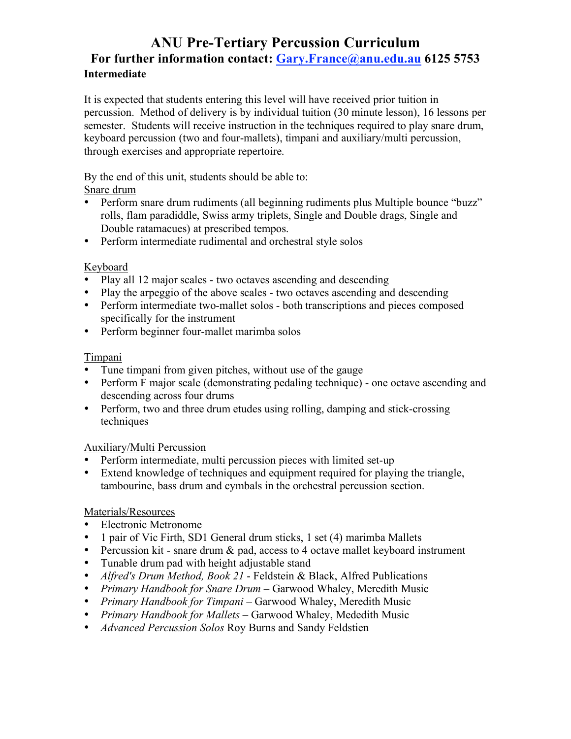# ANU Pre-Tertiary Percussion Curriculum

## For further information contact: Gary.France@anu.edu.au 6125 5753

**Intermediate**

It is expected that students entering this level will have received prior tuition in percussion. Method of delivery is by individual tuition (30 minute lesson), 16 lessons per semester. Students will receive instruction in the techniques required to play snare drum, keyboard percussion (two and four-mallets), timpani and auxiliary/multi percussion, through exercises and appropriate repertoire.

By the end of this unit, students should be able to:

Snare drum

- Perform snare drum rudiments (all beginning rudiments plus Multiple bounce "buzz" rolls, flam paradiddle, Swiss army triplets, Single and Double drags, Single and Double ratamacues) at prescribed tempos.
- Perform intermediate rudimental and orchestral style solos

Keyboard

- Play all 12 major scales - two octaves ascending and descending
- Play the arpeggio of the above scales - two octaves ascending and descending
- Perform intermediate two-mallet solos - both transcriptions and pieces composed specifically for the instrument
- Perform beginner four-mallet marimba solos

Timpani

- Tune timpani from given pitches, without use of the gauge
- Perform F major scale (demonstrating pedaling technique) - one octave ascending and descending across four drums
- Perform, two and three drum etudes using rolling, damping and stick-crossing techniques

Auxiliary/Multi Percussion

- Perform intermediate, multi percussion pieces with limited set-up
- Extend knowledge of techniques and equipment required for playing the triangle, tambourine, bass drum and cymbals in the orchestral percussion section.

Materials/Resources

- Electronic Metronome
- 1 pair of Vic Firth, SD1 General drum sticks, 1 set (4) marimba Mallets
- Percussion kit - snare drum & pad, access to 4 octave mallet keyboard instrument
- Tunable drum pad with height adjustable stand
- *Alfred's Drum Method, Book 21* - Feldstein & Black, Alfred Publications
- *Primary Handbook for Snare Drum* – Garwood Whaley, Meredith Music
- *Primary Handbook for Timpani* – Garwood Whaley, Meredith Music
- *Primary Handbook for Mallets* – Garwood Whaley, Mededith Music
- *Advanced Percussion Solos* Roy Burns and Sandy Feldstien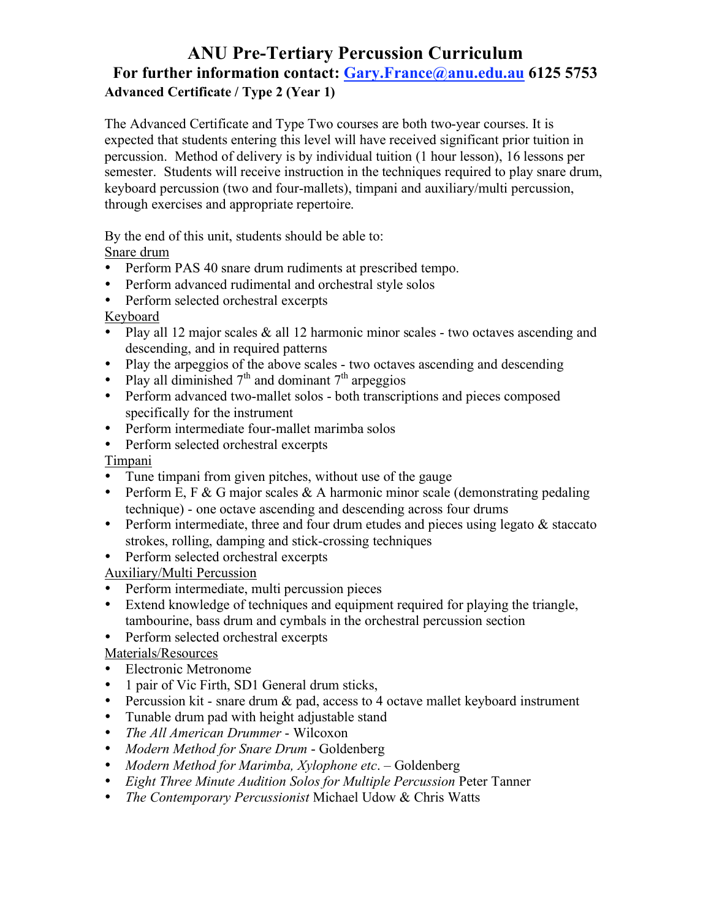# ANU Pre-Tertiary Percussion Curriculum

## For further information contact: [Gary.France@anu.edu.au](mailto:Gary.France@anu.edu.au) 6125 5753

### Advanced Certificate / Type 2 (Year 1)

The Advanced Certificate and Type Two courses are both two-year courses. It is expected that students entering this level will have received significant prior tuition in percussion. Method of delivery is by individual tuition (1 hour lesson), 16 lessons per semester. Students will receive instruction in the techniques required to play snare drum, keyboard percussion (two and four-mallets), timpani and auxiliary/multi percussion, through exercises and appropriate repertoire.

By the end of this unit, students should be able to:

Snare drum

- Perform PAS 40 snare drum rudiments at prescribed tempo.
- Perform advanced rudimental and orchestral style solos
- Perform selected orchestral excerpts

Keyboard

- Play all 12 major scales & all 12 harmonic minor scales - two octaves ascending and descending, and in required patterns
- Play the arpeggios of the above scales - two octaves ascending and descending
- Play all diminished 7th and dominant 7th arpeggios
- Perform advanced two-mallet solos - both transcriptions and pieces composed specifically for the instrument
- Perform intermediate four-mallet marimba solos
- Perform selected orchestral excerpts

Timpani

- Tune timpani from given pitches, without use of the gauge
- Perform E, F & G major scales & A harmonic minor scale (demonstrating pedaling technique) - one octave ascending and descending across four drums
- Perform intermediate, three and four drum etudes and pieces using legato & staccato strokes, rolling, damping and stick-crossing techniques
- Perform selected orchestral excerpts

Auxiliary/Multi Percussion

- Perform intermediate, multi percussion pieces
- Extend knowledge of techniques and equipment required for playing the triangle, tambourine, bass drum and cymbals in the orchestral percussion section
- Perform selected orchestral excerpts

Materials/Resources

- Electronic Metronome
- 1 pair of Vic Firth, SD1 General drum sticks,
- Percussion kit - snare drum & pad, access to 4 octave mallet keyboard instrument
- Tunable drum pad with height adjustable stand
- *The All American Drummer* - Wilcoxon
- *Modern Method for Snare Drum* - Goldenberg
- *Modern Method for Marimba, Xylophone etc*. – Goldenberg
- *Eight Three Minute Audition Solos for Multiple Percussion* Peter Tanner
- *The Contemporary Percussionist* Michael Udow & Chris Watts